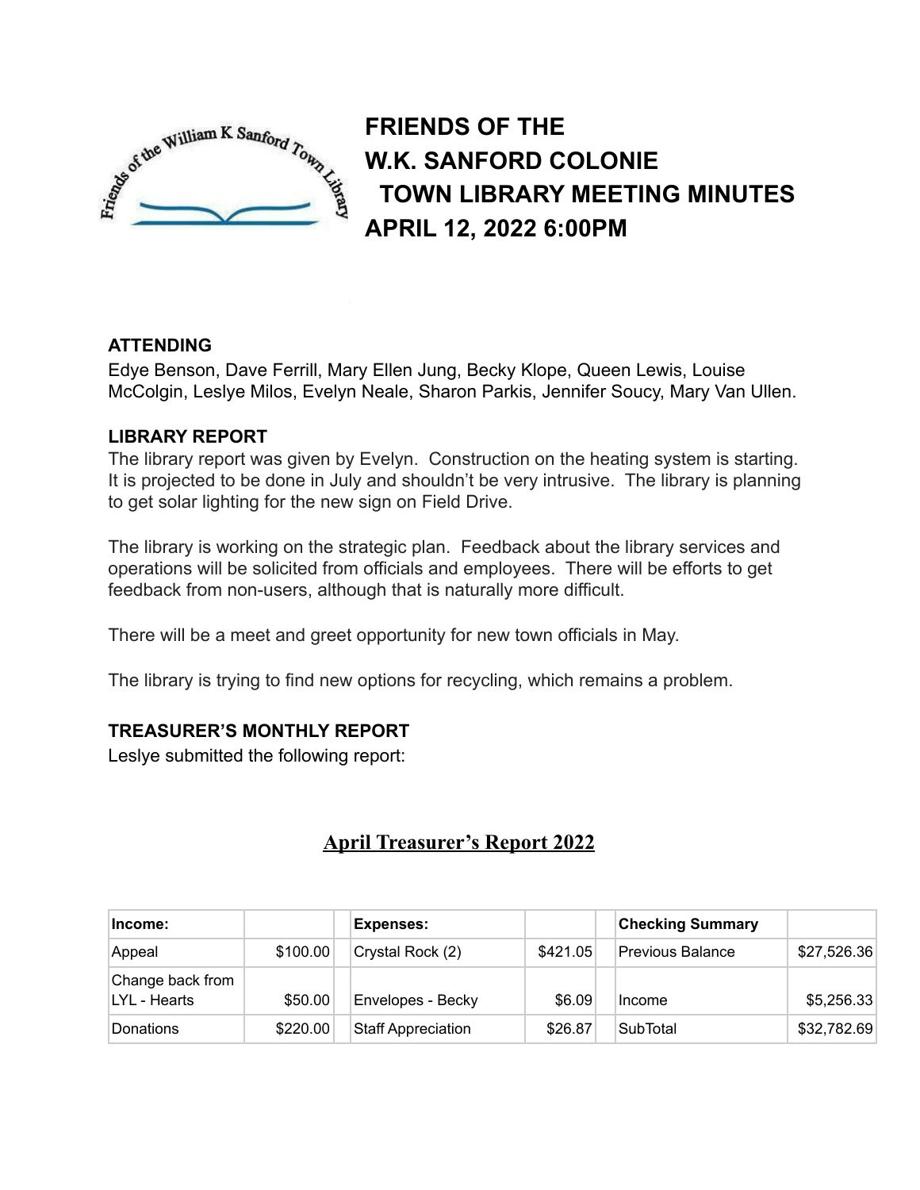# FRIENDS OF THE W.K. SANFORD COLONIE TOWN LIBRARY MEETING MINUTES APRIL 12, 2022 6:00PM

**ATTENDING**

Edye Benson, Dave Ferrill, Mary Ellen Jung, Becky Klope, Queen Lewis, Louise McColgin, Leslye Milos, Evelyn Neale, Sharon Parkis, Jennifer Soucy, Mary Van Ullen.

**LIBRARY REPORT**

The library report was given by Evelyn. Construction on the heating system is starting. It is projected to be done in July and shouldn't be very intrusive. The library is planning to get solar lighting for the new sign on Field Drive.

The library is working on the strategic plan. Feedback about the library services and operations will be solicited from officials and employees. There will be efforts to get feedback from non-users, although that is naturally more difficult.

There will be a meet and greet opportunity for new town officials in May.

The library is trying to find new options for recycling, which remains a problem.

**TREASURER'S MONTHLY REPORT**

Leslye submitted the following report:

## April Treasurer's Report 2022

| Income: | | | Expenses: | | | Checking Summary | |
|---|---|---|---|---|---|---|---|
| Appeal | $100.00 | | Crystal Rock (2) | $421.05 | | Previous Balance | $27,526.36 |
| Change back from LYL - Hearts | $50.00 | | Envelopes - Becky | $6.09 | | Income | $5,256.33 |
| Donations | $220.00 | | Staff Appreciation | $26.87 | | SubTotal | $32,782.69 |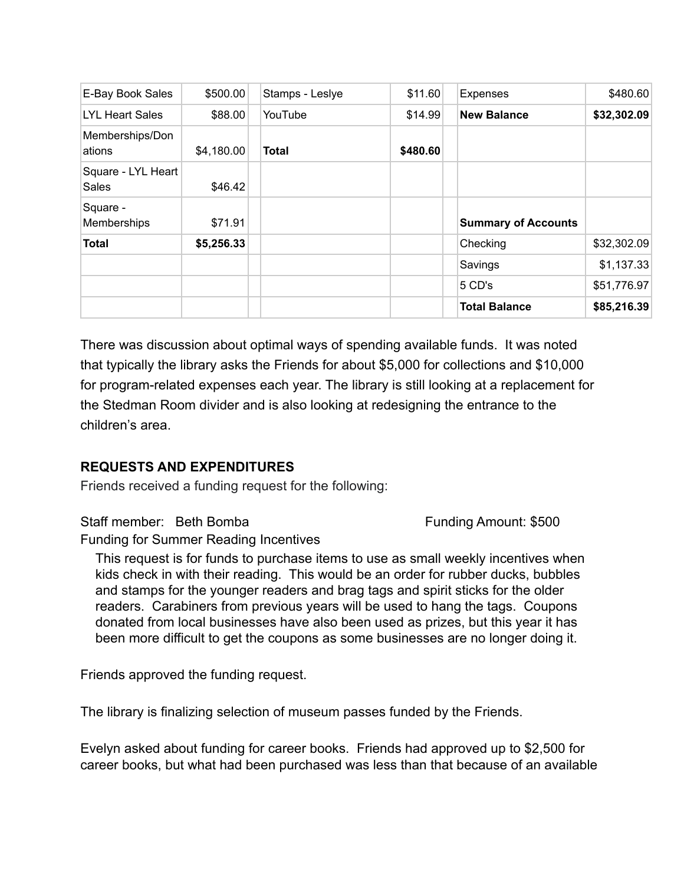| E-Bay Book Sales | $500.00 | | Stamps - Leslye | $11.60 | | Expenses | $480.60 |
|---|---|---|---|---|---|---|---|
| LYL Heart Sales | $88.00 | | YouTube | $14.99 | | **New Balance** | **$32,302.09** |
| Memberships/Donations | $4,180.00 | | **Total** | **$480.60** | | | |
| Square - LYL Heart Sales | $46.42 | | | | | | |
| Square - Memberships | $71.91 | | | | | **Summary of Accounts** | |
| **Total** | **$5,256.33** | | | | | Checking | $32,302.09 |
| | | | | | | Savings | $1,137.33 |
| | | | | | | 5 CD's | $51,776.97 |
| | | | | | | **Total Balance** | **$85,216.39** |

There was discussion about optimal ways of spending available funds. It was noted that typically the library asks the Friends for about $5,000 for collections and $10,000 for program-related expenses each year. The library is still looking at a replacement for the Stedman Room divider and is also looking at redesigning the entrance to the children's area.

**REQUESTS AND EXPENDITURES**

Friends received a funding request for the following:

Staff member: Beth Bomba — Funding Amount: $500

Funding for Summer Reading Incentives

This request is for funds to purchase items to use as small weekly incentives when kids check in with their reading. This would be an order for rubber ducks, bubbles and stamps for the younger readers and brag tags and spirit sticks for the older readers. Carabiners from previous years will be used to hang the tags. Coupons donated from local businesses have also been used as prizes, but this year it has been more difficult to get the coupons as some businesses are no longer doing it.

Friends approved the funding request.

The library is finalizing selection of museum passes funded by the Friends.

Evelyn asked about funding for career books. Friends had approved up to $2,500 for career books, but what had been purchased was less than that because of an available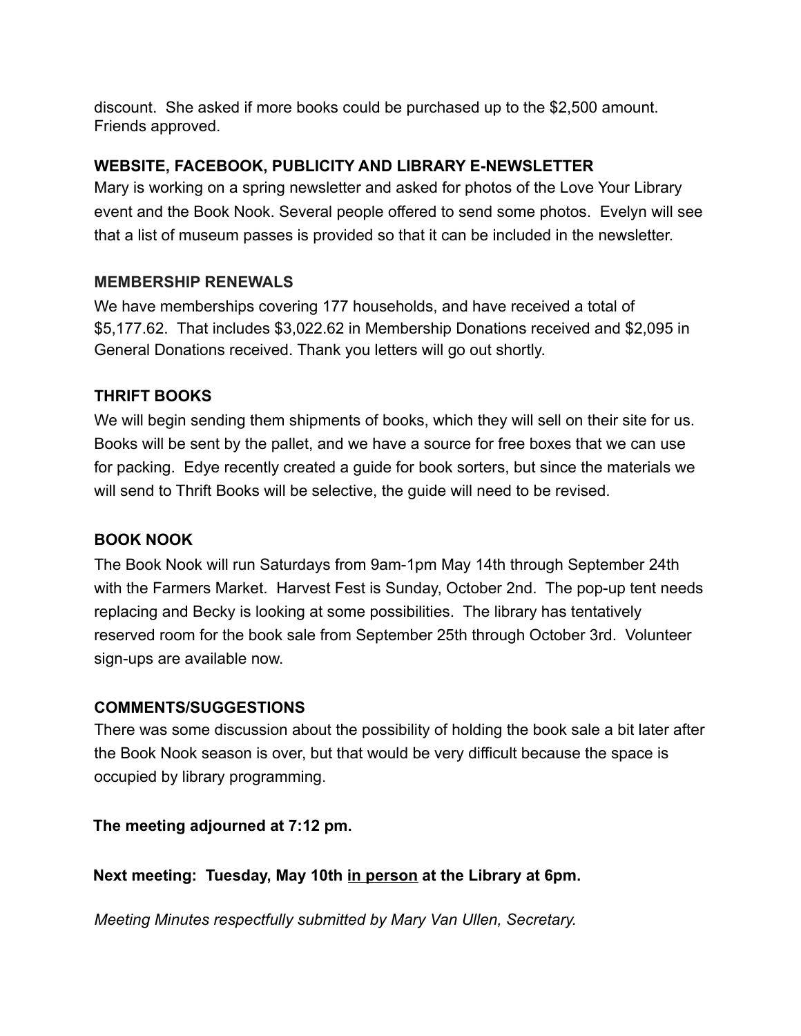discount. She asked if more books could be purchased up to the $2,500 amount. Friends approved.

**WEBSITE, FACEBOOK, PUBLICITY AND LIBRARY E-NEWSLETTER**

Mary is working on a spring newsletter and asked for photos of the Love Your Library event and the Book Nook. Several people offered to send some photos. Evelyn will see that a list of museum passes is provided so that it can be included in the newsletter.

**MEMBERSHIP RENEWALS**

We have memberships covering 177 households, and have received a total of $5,177.62. That includes $3,022.62 in Membership Donations received and $2,095 in General Donations received. Thank you letters will go out shortly.

**THRIFT BOOKS**

We will begin sending them shipments of books, which they will sell on their site for us. Books will be sent by the pallet, and we have a source for free boxes that we can use for packing. Edye recently created a guide for book sorters, but since the materials we will send to Thrift Books will be selective, the guide will need to be revised.

**BOOK NOOK**

The Book Nook will run Saturdays from 9am-1pm May 14th through September 24th with the Farmers Market. Harvest Fest is Sunday, October 2nd. The pop-up tent needs replacing and Becky is looking at some possibilities. The library has tentatively reserved room for the book sale from September 25th through October 3rd. Volunteer sign-ups are available now.

**COMMENTS/SUGGESTIONS**

There was some discussion about the possibility of holding the book sale a bit later after the Book Nook season is over, but that would be very difficult because the space is occupied by library programming.

**The meeting adjourned at 7:12 pm.**

**Next meeting: Tuesday, May 10th <u>in person</u> at the Library at 6pm.**

*Meeting Minutes respectfully submitted by Mary Van Ullen, Secretary.*